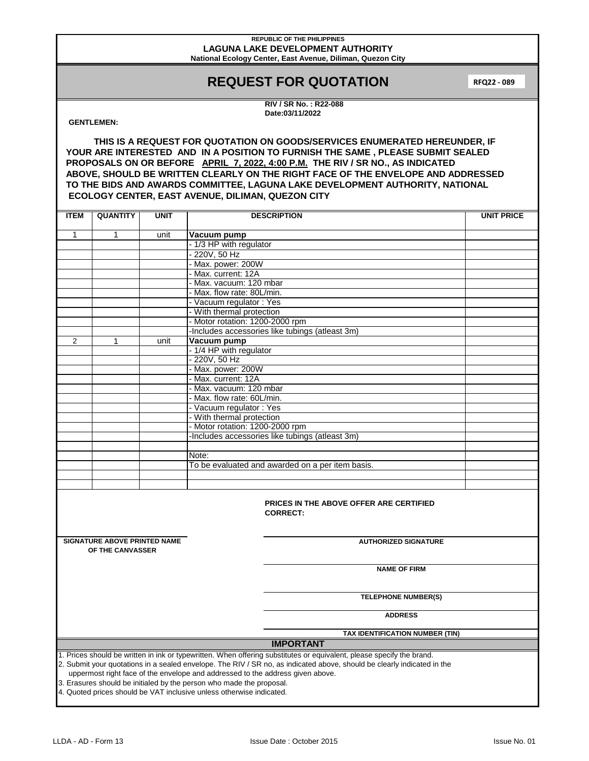REPUBLIC OF THE PHILIPPINES

**LAGUNA LAKE DEVELOPMENT AUTHORITY**

**National Ecology Center, East Avenue, Diliman, Quezon City**

# REQUEST FOR QUOTATION

**RFQ22 - 089**

**RIV / SR No. : R22-088**
**Date:03/11/2022**

**GENTLEMEN:**

**THIS IS A REQUEST FOR QUOTATION ON GOODS/SERVICES ENUMERATED HEREUNDER, IF YOUR ARE INTERESTED AND IN A POSITION TO FURNISH THE SAME , PLEASE SUBMIT SEALED PROPOSALS ON OR BEFORE APRIL 7, 2022, 4:00 P.M. THE RIV / SR NO., AS INDICATED ABOVE, SHOULD BE WRITTEN CLEARLY ON THE RIGHT FACE OF THE ENVELOPE AND ADDRESSED TO THE BIDS AND AWARDS COMMITTEE, LAGUNA LAKE DEVELOPMENT AUTHORITY, NATIONAL ECOLOGY CENTER, EAST AVENUE, DILIMAN, QUEZON CITY**

| ITEM | QUANTITY | UNIT | DESCRIPTION | UNIT PRICE |
|---|---|---|---|---|
| 1 | 1 | unit | **Vacuum pump** | |
| | | | - 1/3 HP with regulator | |
| | | | - 220V, 50 Hz | |
| | | | - Max. power: 200W | |
| | | | - Max. current: 12A | |
| | | | - Max. vacuum: 120 mbar | |
| | | | - Max. flow rate: 80L/min. | |
| | | | - Vacuum regulator : Yes | |
| | | | - With thermal protection | |
| | | | - Motor rotation: 1200-2000 rpm | |
| | | | -Includes accessories like tubings (atleast 3m) | |
| 2 | 1 | unit | **Vacuum pump** | |
| | | | - 1/4 HP with regulator | |
| | | | - 220V, 50 Hz | |
| | | | - Max. power: 200W | |
| | | | - Max. current: 12A | |
| | | | - Max. vacuum: 120 mbar | |
| | | | - Max. flow rate: 60L/min. | |
| | | | - Vacuum regulator : Yes | |
| | | | - With thermal protection | |
| | | | - Motor rotation: 1200-2000 rpm | |
| | | | -Includes accessories like tubings (atleast 3m) | |
| | | | | |
| | | | Note: | |
| | | | To be evaluated and awarded on a per item basis. | |

**PRICES IN THE ABOVE OFFER ARE CERTIFIED CORRECT:**

**SIGNATURE ABOVE PRINTED NAME OF THE CANVASSER**

**AUTHORIZED SIGNATURE**

**NAME OF FIRM**

**TELEPHONE NUMBER(S)**

**ADDRESS**

**TAX IDENTIFICATION NUMBER (TIN)**

**IMPORTANT**

1. Prices should be written in ink or typewritten. When offering substitutes or equivalent, please specify the brand.
2. Submit your quotations in a sealed envelope. The RIV / SR no, as indicated above, should be clearly indicated in the uppermost right face of the envelope and addressed to the address given above.
3. Erasures should be initialed by the person who made the proposal.
4. Quoted prices should be VAT inclusive unless otherwise indicated.

LLDA - AD - Form 13 Issue Date : October 2015 Issue No. 01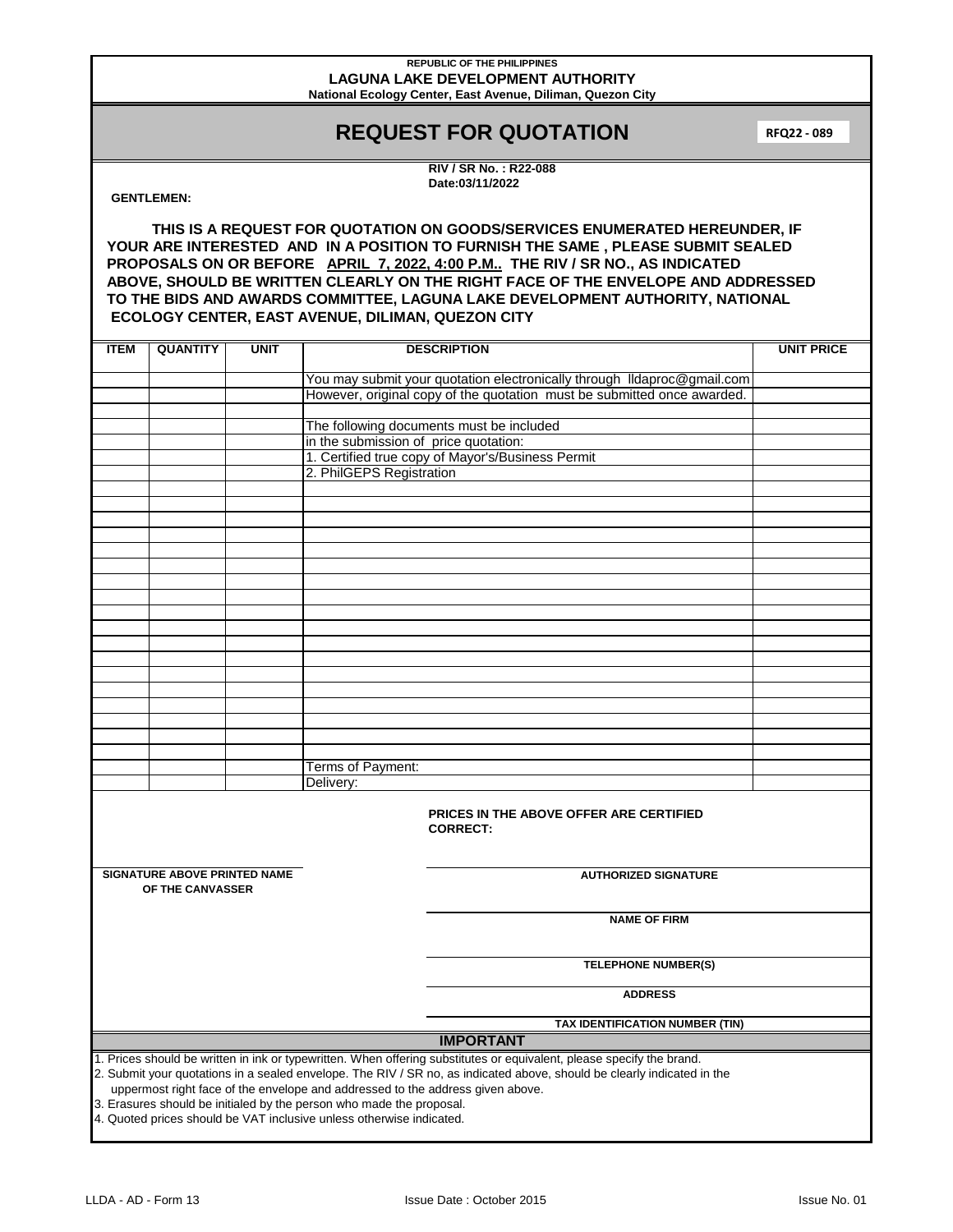REPUBLIC OF THE PHILIPPINES

**LAGUNA LAKE DEVELOPMENT AUTHORITY**

National Ecology Center, East Avenue, Diliman, Quezon City

# REQUEST FOR QUOTATION

RFQ22 - 089

**RIV / SR No. : R22-088**

**Date:03/11/2022**

**GENTLEMEN:**

**THIS IS A REQUEST FOR QUOTATION ON GOODS/SERVICES ENUMERATED HEREUNDER, IF YOUR ARE INTERESTED AND IN A POSITION TO FURNISH THE SAME , PLEASE SUBMIT SEALED PROPOSALS ON OR BEFORE APRIL 7, 2022, 4:00 P.M.. THE RIV / SR NO., AS INDICATED ABOVE, SHOULD BE WRITTEN CLEARLY ON THE RIGHT FACE OF THE ENVELOPE AND ADDRESSED TO THE BIDS AND AWARDS COMMITTEE, LAGUNA LAKE DEVELOPMENT AUTHORITY, NATIONAL ECOLOGY CENTER, EAST AVENUE, DILIMAN, QUEZON CITY**

| ITEM | QUANTITY | UNIT | DESCRIPTION | UNIT PRICE |
|---|---|---|---|---|
| | | | You may submit your quotation electronically through lldaproc@gmail.com | |
| | | | However, original copy of the quotation must be submitted once awarded. | |
| | | | | |
| | | | The following documents must be included | |
| | | | in the submission of price quotation: | |
| | | | 1. Certified true copy of Mayor's/Business Permit | |
| | | | 2. PhilGEPS Registration | |
| | | | Terms of Payment: | |
| | | | Delivery: | |

**PRICES IN THE ABOVE OFFER ARE CERTIFIED CORRECT:**

**SIGNATURE ABOVE PRINTED NAME OF THE CANVASSER**

**AUTHORIZED SIGNATURE**

**NAME OF FIRM**

**TELEPHONE NUMBER(S)**

**ADDRESS**

**TAX IDENTIFICATION NUMBER (TIN)**

## IMPORTANT

1. Prices should be written in ink or typewritten. When offering substitutes or equivalent, please specify the brand.
2. Submit your quotations in a sealed envelope. The RIV / SR no, as indicated above, should be clearly indicated in the uppermost right face of the envelope and addressed to the address given above.
3. Erasures should be initialed by the person who made the proposal.
4. Quoted prices should be VAT inclusive unless otherwise indicated.

LLDA - AD - Form 13 Issue Date : October 2015 Issue No. 01